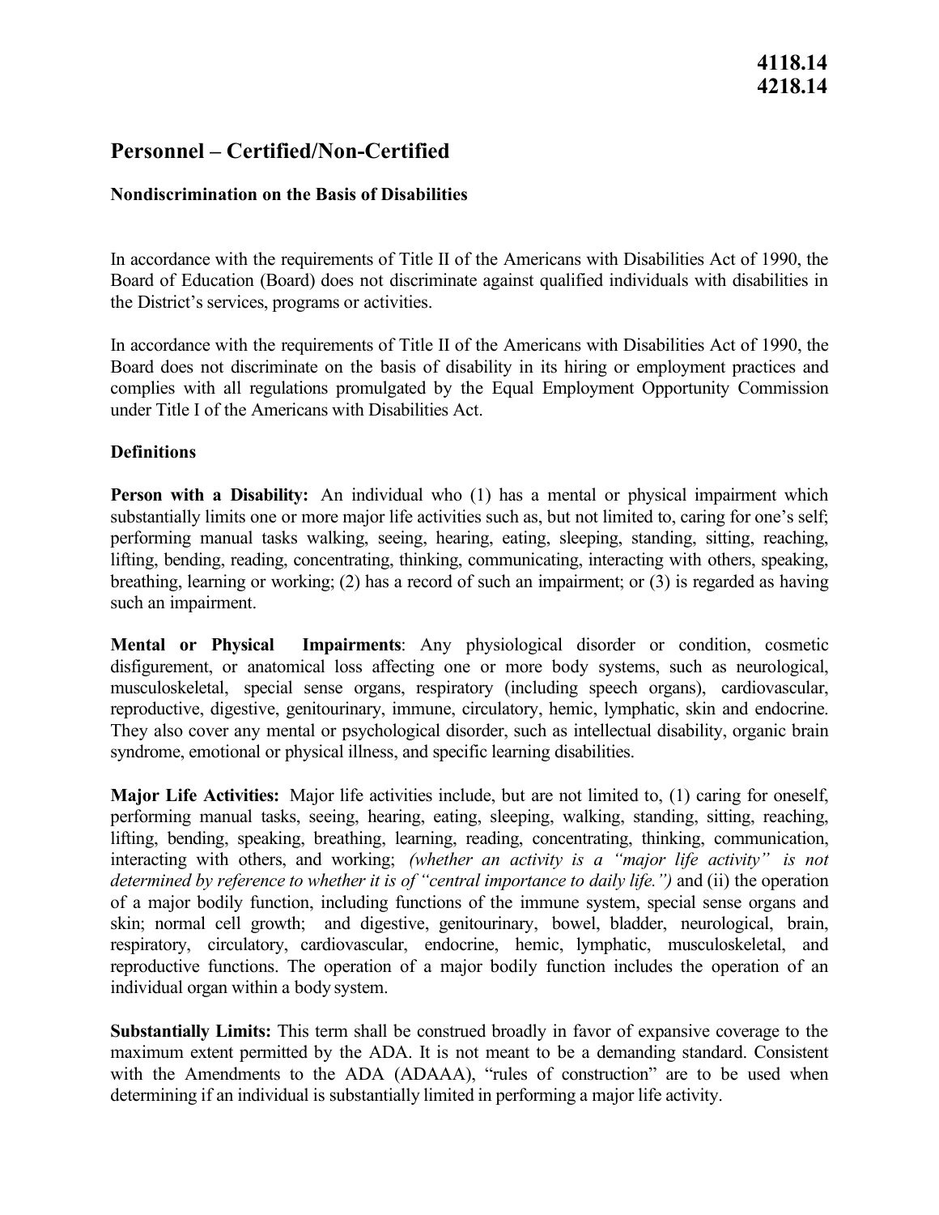**4118.14**
**4218.14**

# Personnel – Certified/Non-Certified

## Nondiscrimination on the Basis of Disabilities

In accordance with the requirements of Title II of the Americans with Disabilities Act of 1990, the Board of Education (Board) does not discriminate against qualified individuals with disabilities in the District's services, programs or activities.

In accordance with the requirements of Title II of the Americans with Disabilities Act of 1990, the Board does not discriminate on the basis of disability in its hiring or employment practices and complies with all regulations promulgated by the Equal Employment Opportunity Commission under Title I of the Americans with Disabilities Act.

### Definitions

**Person with a Disability:** An individual who (1) has a mental or physical impairment which substantially limits one or more major life activities such as, but not limited to, caring for one's self; performing manual tasks walking, seeing, hearing, eating, sleeping, standing, sitting, reaching, lifting, bending, reading, concentrating, thinking, communicating, interacting with others, speaking, breathing, learning or working; (2) has a record of such an impairment; or (3) is regarded as having such an impairment.

**Mental or Physical Impairments**: Any physiological disorder or condition, cosmetic disfigurement, or anatomical loss affecting one or more body systems, such as neurological, musculoskeletal, special sense organs, respiratory (including speech organs), cardiovascular, reproductive, digestive, genitourinary, immune, circulatory, hemic, lymphatic, skin and endocrine. They also cover any mental or psychological disorder, such as intellectual disability, organic brain syndrome, emotional or physical illness, and specific learning disabilities.

**Major Life Activities:** Major life activities include, but are not limited to, (1) caring for oneself, performing manual tasks, seeing, hearing, eating, sleeping, walking, standing, sitting, reaching, lifting, bending, speaking, breathing, learning, reading, concentrating, thinking, communication, interacting with others, and working; *(whether an activity is a "major life activity" is not determined by reference to whether it is of "central importance to daily life.")* and (ii) the operation of a major bodily function, including functions of the immune system, special sense organs and skin; normal cell growth; and digestive, genitourinary, bowel, bladder, neurological, brain, respiratory, circulatory, cardiovascular, endocrine, hemic, lymphatic, musculoskeletal, and reproductive functions. The operation of a major bodily function includes the operation of an individual organ within a body system.

**Substantially Limits:** This term shall be construed broadly in favor of expansive coverage to the maximum extent permitted by the ADA. It is not meant to be a demanding standard. Consistent with the Amendments to the ADA (ADAAA), "rules of construction" are to be used when determining if an individual is substantially limited in performing a major life activity.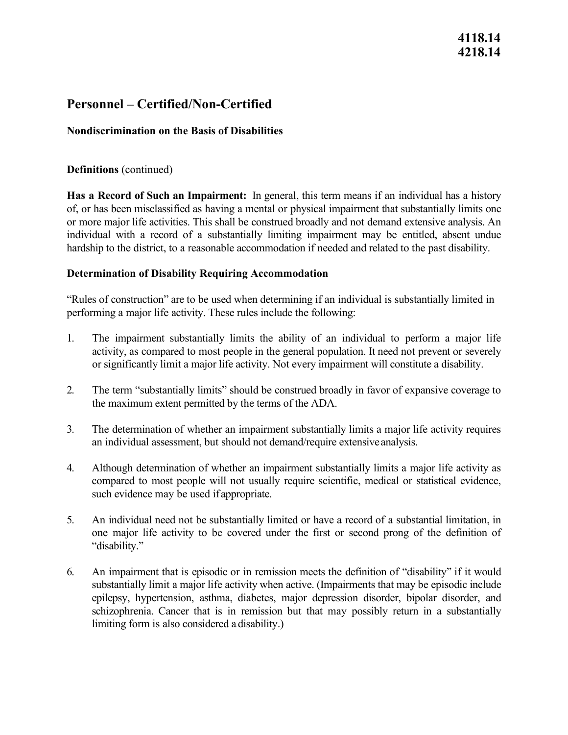# Personnel – Certified/Non-Certified

## Nondiscrimination on the Basis of Disabilities

**Definitions** (continued)

**Has a Record of Such an Impairment:** In general, this term means if an individual has a history of, or has been misclassified as having a mental or physical impairment that substantially limits one or more major life activities. This shall be construed broadly and not demand extensive analysis. An individual with a record of a substantially limiting impairment may be entitled, absent undue hardship to the district, to a reasonable accommodation if needed and related to the past disability.

### Determination of Disability Requiring Accommodation

"Rules of construction" are to be used when determining if an individual is substantially limited in performing a major life activity. These rules include the following:

1. The impairment substantially limits the ability of an individual to perform a major life activity, as compared to most people in the general population. It need not prevent or severely or significantly limit a major life activity. Not every impairment will constitute a disability.

2. The term "substantially limits" should be construed broadly in favor of expansive coverage to the maximum extent permitted by the terms of the ADA.

3. The determination of whether an impairment substantially limits a major life activity requires an individual assessment, but should not demand/require extensive analysis.

4. Although determination of whether an impairment substantially limits a major life activity as compared to most people will not usually require scientific, medical or statistical evidence, such evidence may be used if appropriate.

5. An individual need not be substantially limited or have a record of a substantial limitation, in one major life activity to be covered under the first or second prong of the definition of "disability."

6. An impairment that is episodic or in remission meets the definition of "disability" if it would substantially limit a major life activity when active. (Impairments that may be episodic include epilepsy, hypertension, asthma, diabetes, major depression disorder, bipolar disorder, and schizophrenia. Cancer that is in remission but that may possibly return in a substantially limiting form is also considered a disability.)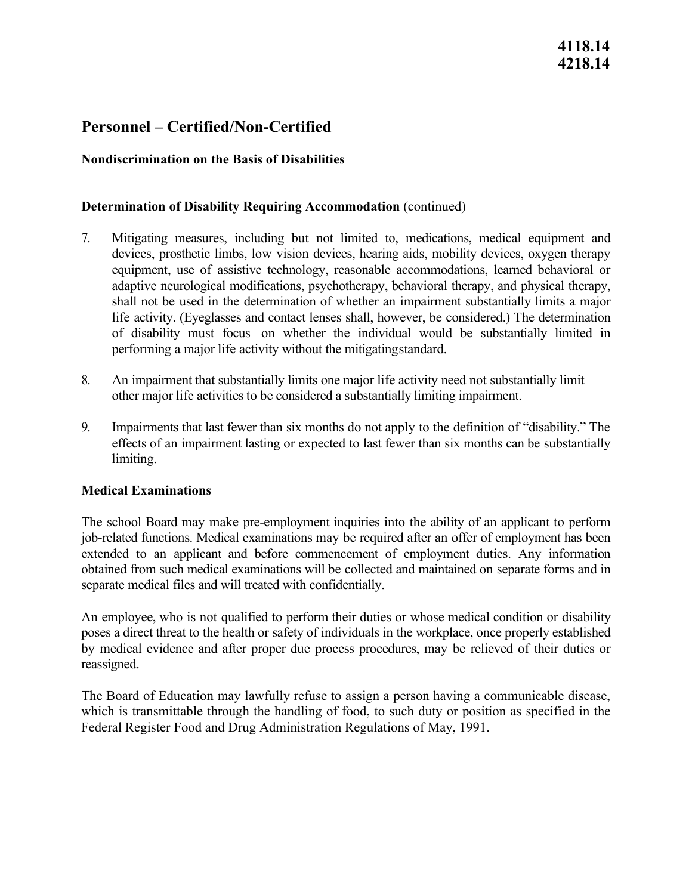**4118.14**
**4218.14**

# Personnel – Certified/Non-Certified

## Nondiscrimination on the Basis of Disabilities

### Determination of Disability Requiring Accommodation (continued)

7. Mitigating measures, including but not limited to, medications, medical equipment and devices, prosthetic limbs, low vision devices, hearing aids, mobility devices, oxygen therapy equipment, use of assistive technology, reasonable accommodations, learned behavioral or adaptive neurological modifications, psychotherapy, behavioral therapy, and physical therapy, shall not be used in the determination of whether an impairment substantially limits a major life activity. (Eyeglasses and contact lenses shall, however, be considered.) The determination of disability must focus on whether the individual would be substantially limited in performing a major life activity without the mitigatingstandard.

8. An impairment that substantially limits one major life activity need not substantially limit other major life activities to be considered a substantially limiting impairment.

9. Impairments that last fewer than six months do not apply to the definition of "disability." The effects of an impairment lasting or expected to last fewer than six months can be substantially limiting.

### Medical Examinations

The school Board may make pre-employment inquiries into the ability of an applicant to perform job-related functions. Medical examinations may be required after an offer of employment has been extended to an applicant and before commencement of employment duties. Any information obtained from such medical examinations will be collected and maintained on separate forms and in separate medical files and will treated with confidentially.

An employee, who is not qualified to perform their duties or whose medical condition or disability poses a direct threat to the health or safety of individuals in the workplace, once properly established by medical evidence and after proper due process procedures, may be relieved of their duties or reassigned.

The Board of Education may lawfully refuse to assign a person having a communicable disease, which is transmittable through the handling of food, to such duty or position as specified in the Federal Register Food and Drug Administration Regulations of May, 1991.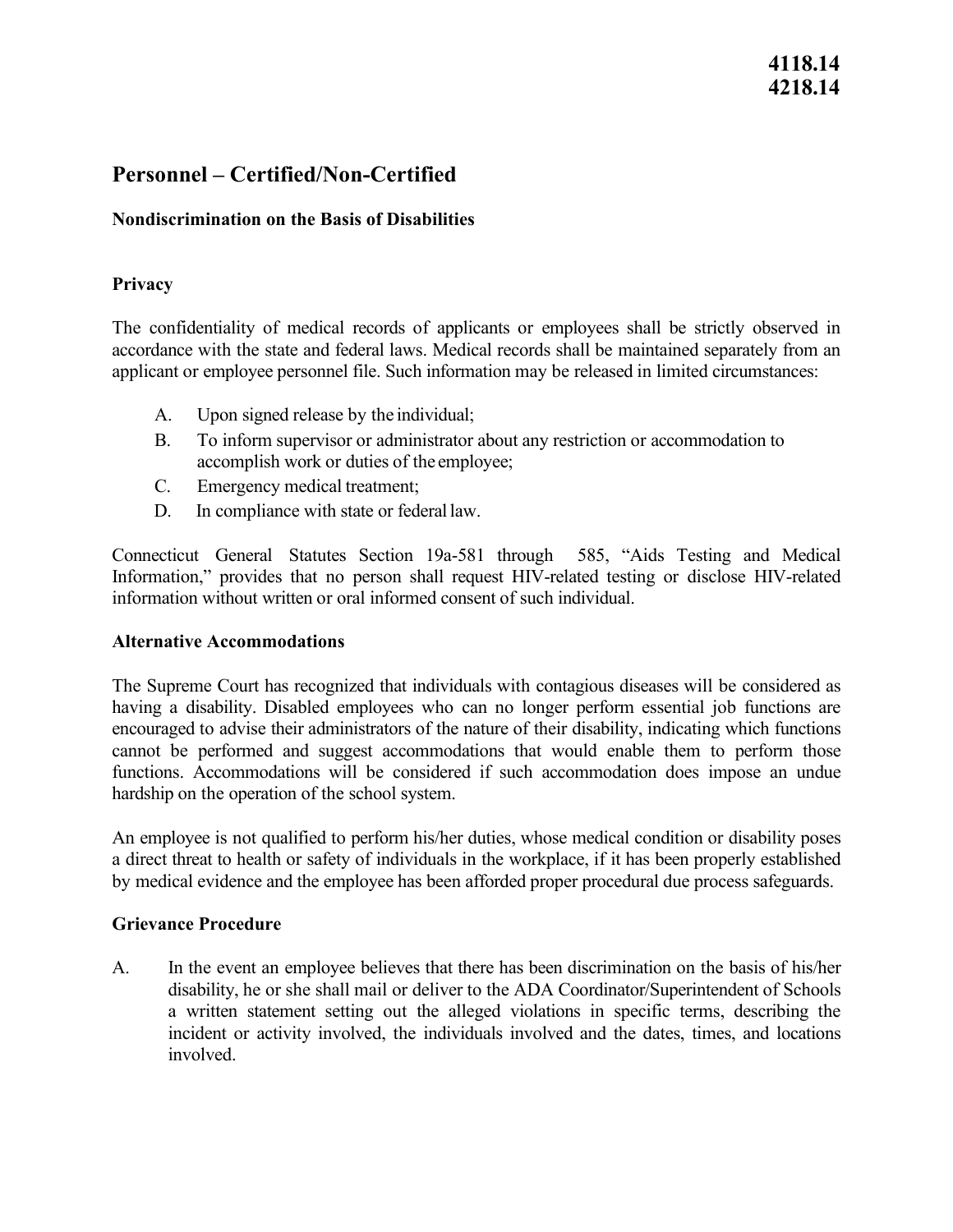# Personnel – Certified/Non-Certified

## Nondiscrimination on the Basis of Disabilities

### Privacy

The confidentiality of medical records of applicants or employees shall be strictly observed in accordance with the state and federal laws. Medical records shall be maintained separately from an applicant or employee personnel file. Such information may be released in limited circumstances:

A. Upon signed release by the individual;
B. To inform supervisor or administrator about any restriction or accommodation to accomplish work or duties of the employee;
C. Emergency medical treatment;
D. In compliance with state or federal law.

Connecticut General Statutes Section 19a-581 through 585, "Aids Testing and Medical Information," provides that no person shall request HIV-related testing or disclose HIV-related information without written or oral informed consent of such individual.

### Alternative Accommodations

The Supreme Court has recognized that individuals with contagious diseases will be considered as having a disability. Disabled employees who can no longer perform essential job functions are encouraged to advise their administrators of the nature of their disability, indicating which functions cannot be performed and suggest accommodations that would enable them to perform those functions. Accommodations will be considered if such accommodation does impose an undue hardship on the operation of the school system.

An employee is not qualified to perform his/her duties, whose medical condition or disability poses a direct threat to health or safety of individuals in the workplace, if it has been properly established by medical evidence and the employee has been afforded proper procedural due process safeguards.

### Grievance Procedure

A. In the event an employee believes that there has been discrimination on the basis of his/her disability, he or she shall mail or deliver to the ADA Coordinator/Superintendent of Schools a written statement setting out the alleged violations in specific terms, describing the incident or activity involved, the individuals involved and the dates, times, and locations involved.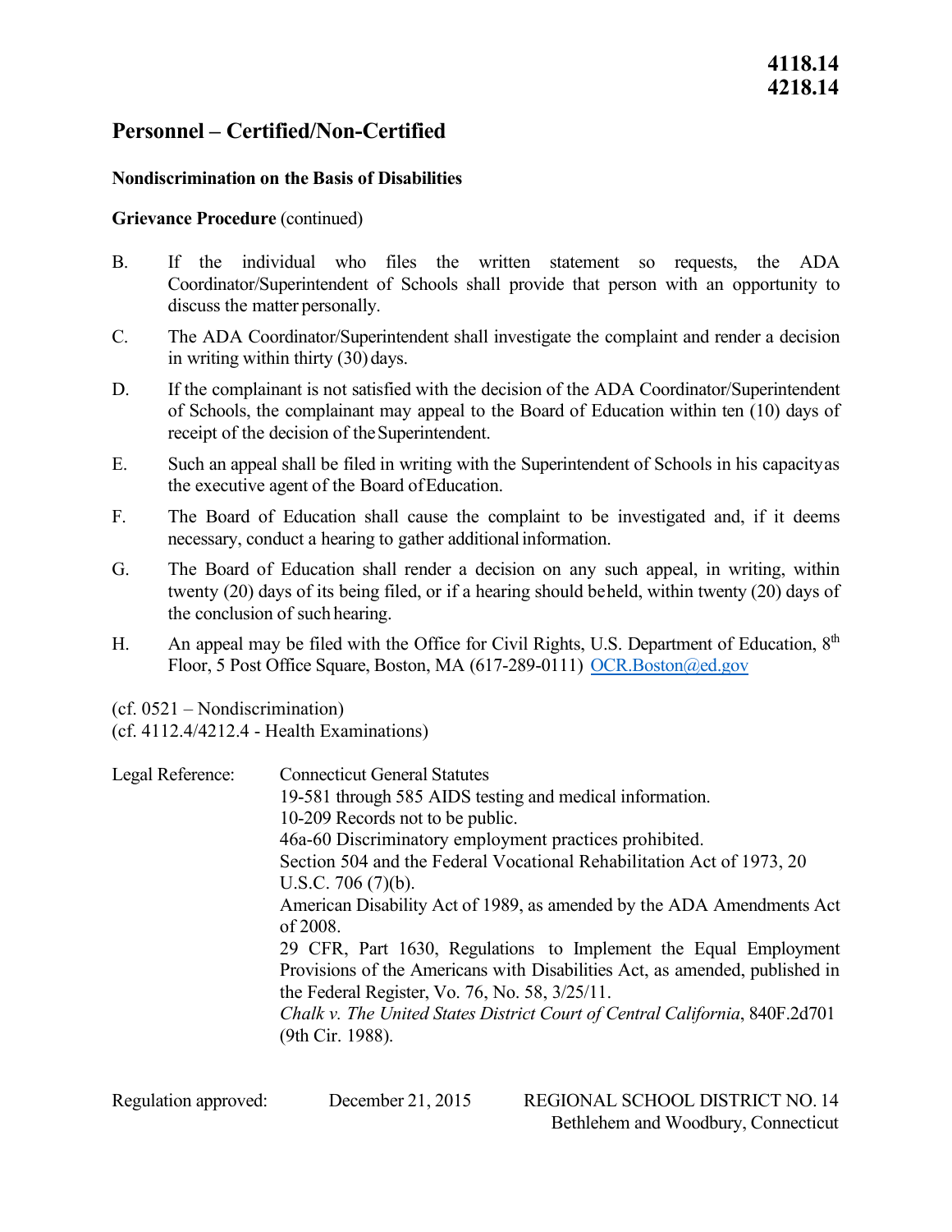# Personnel – Certified/Non-Certified

**4118.14**
**4218.14**

## Nondiscrimination on the Basis of Disabilities

**Grievance Procedure** (continued)

B. If the individual who files the written statement so requests, the ADA Coordinator/Superintendent of Schools shall provide that person with an opportunity to discuss the matter personally.

C. The ADA Coordinator/Superintendent shall investigate the complaint and render a decision in writing within thirty (30) days.

D. If the complainant is not satisfied with the decision of the ADA Coordinator/Superintendent of Schools, the complainant may appeal to the Board of Education within ten (10) days of receipt of the decision of the Superintendent.

E. Such an appeal shall be filed in writing with the Superintendent of Schools in his capacity as the executive agent of the Board of Education.

F. The Board of Education shall cause the complaint to be investigated and, if it deems necessary, conduct a hearing to gather additional information.

G. The Board of Education shall render a decision on any such appeal, in writing, within twenty (20) days of its being filed, or if a hearing should be held, within twenty (20) days of the conclusion of such hearing.

H. An appeal may be filed with the Office for Civil Rights, U.S. Department of Education, 8th Floor, 5 Post Office Square, Boston, MA (617-289-0111) OCR.Boston@ed.gov

(cf. 0521 – Nondiscrimination)
(cf. 4112.4/4212.4 - Health Examinations)

Legal Reference: Connecticut General Statutes

19-581 through 585 AIDS testing and medical information.

10-209 Records not to be public.

46a-60 Discriminatory employment practices prohibited.

Section 504 and the Federal Vocational Rehabilitation Act of 1973, 20 U.S.C. 706 (7)(b).

American Disability Act of 1989, as amended by the ADA Amendments Act of 2008.

29 CFR, Part 1630, Regulations to Implement the Equal Employment Provisions of the Americans with Disabilities Act, as amended, published in the Federal Register, Vo. 76, No. 58, 3/25/11.

*Chalk v. The United States District Court of Central California*, 840F.2d701 (9th Cir. 1988).

Regulation approved: December 21, 2015

REGIONAL SCHOOL DISTRICT NO. 14
Bethlehem and Woodbury, Connecticut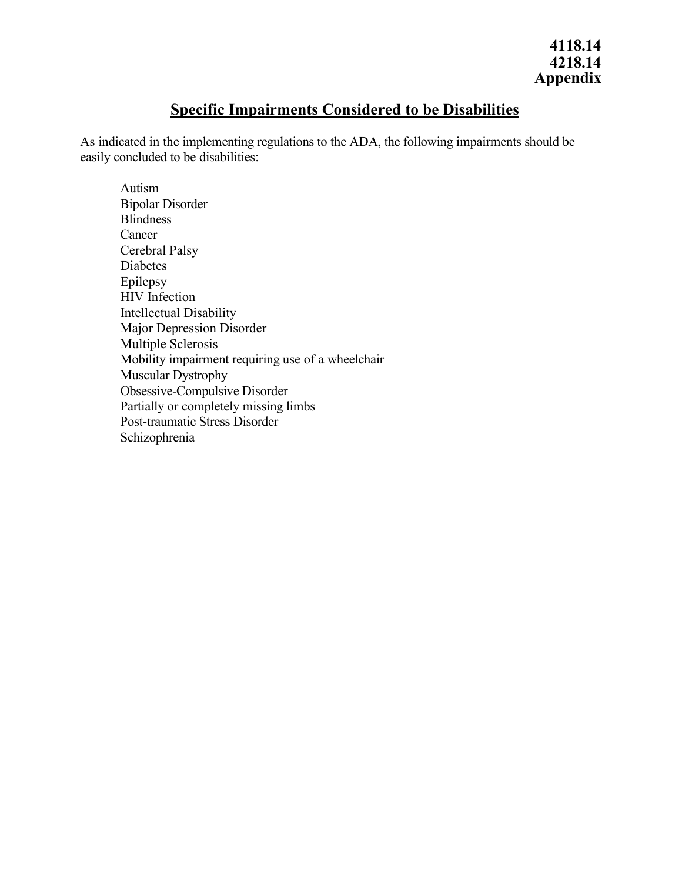**4118.14**
**4218.14**
**Appendix**

## Specific Impairments Considered to be Disabilities

As indicated in the implementing regulations to the ADA, the following impairments should be easily concluded to be disabilities:

- Autism
- Bipolar Disorder
- Blindness
- Cancer
- Cerebral Palsy
- Diabetes
- Epilepsy
- HIV Infection
- Intellectual Disability
- Major Depression Disorder
- Multiple Sclerosis
- Mobility impairment requiring use of a wheelchair
- Muscular Dystrophy
- Obsessive-Compulsive Disorder
- Partially or completely missing limbs
- Post-traumatic Stress Disorder
- Schizophrenia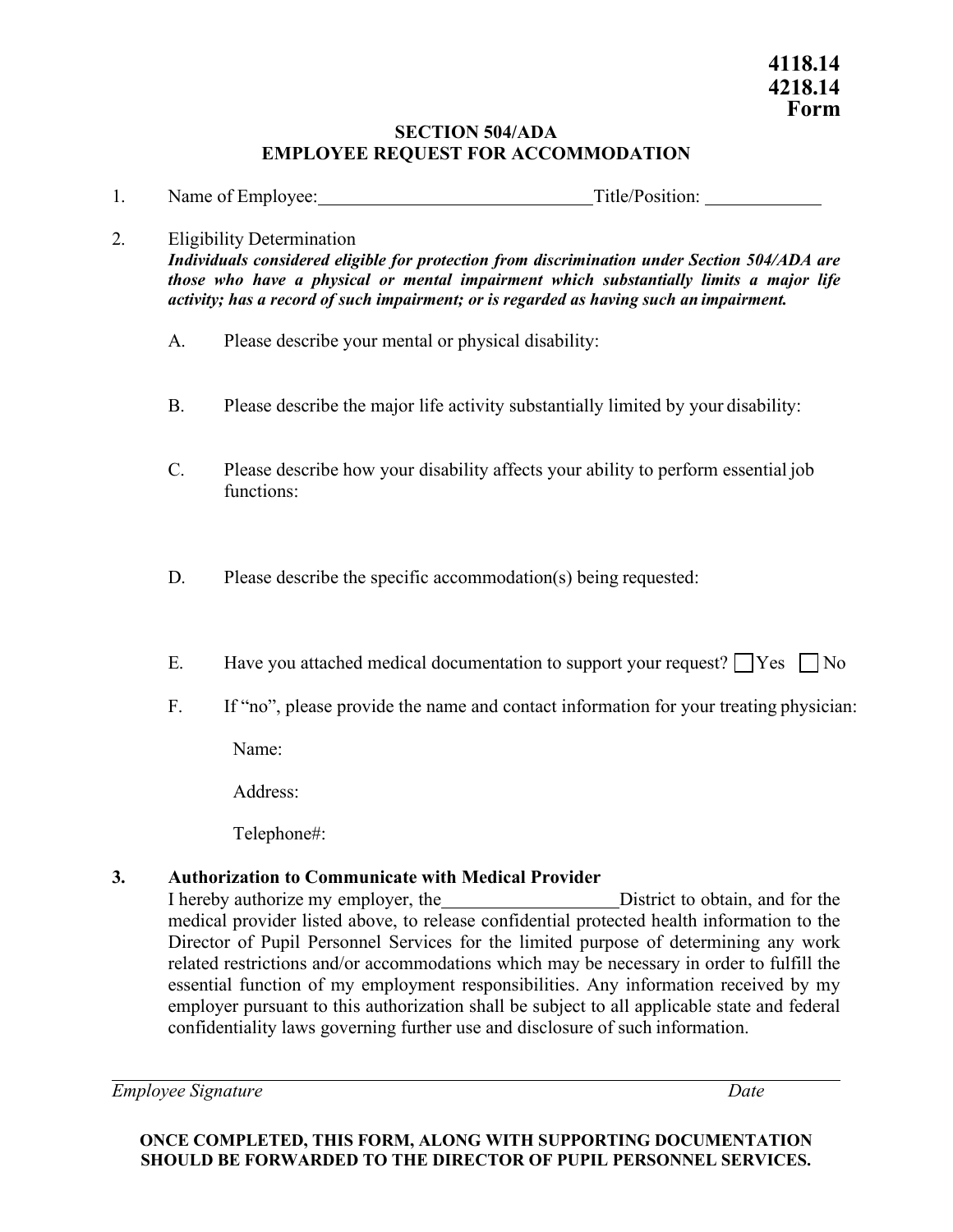**4118.14**
**4218.14**
**Form**

**SECTION 504/ADA**
**EMPLOYEE REQUEST FOR ACCOMMODATION**

1. Name of Employee:______________________________ Title/Position: ____________

2. Eligibility Determination
   ***Individuals considered eligible for protection from discrimination under Section 504/ADA are those who have a physical or mental impairment which substantially limits a major life activity; has a record of such impairment; or is regarded as having such an impairment.***

   A. Please describe your mental or physical disability:

   B. Please describe the major life activity substantially limited by your disability:

   C. Please describe how your disability affects your ability to perform essential job functions:

   D. Please describe the specific accommodation(s) being requested:

   E. Have you attached medical documentation to support your request? ☐ Yes ☐ No

   F. If "no", please provide the name and contact information for your treating physician:

      Name:

      Address:

      Telephone#:

**3. Authorization to Communicate with Medical Provider**
I hereby authorize my employer, the___________________District to obtain, and for the medical provider listed above, to release confidential protected health information to the Director of Pupil Personnel Services for the limited purpose of determining any work related restrictions and/or accommodations which may be necessary in order to fulfill the essential function of my employment responsibilities. Any information received by my employer pursuant to this authorization shall be subject to all applicable state and federal confidentiality laws governing further use and disclosure of such information.

_____________________________________________________________________________

*Employee Signature* *Date*

**ONCE COMPLETED, THIS FORM, ALONG WITH SUPPORTING DOCUMENTATION SHOULD BE FORWARDED TO THE DIRECTOR OF PUPIL PERSONNEL SERVICES.**